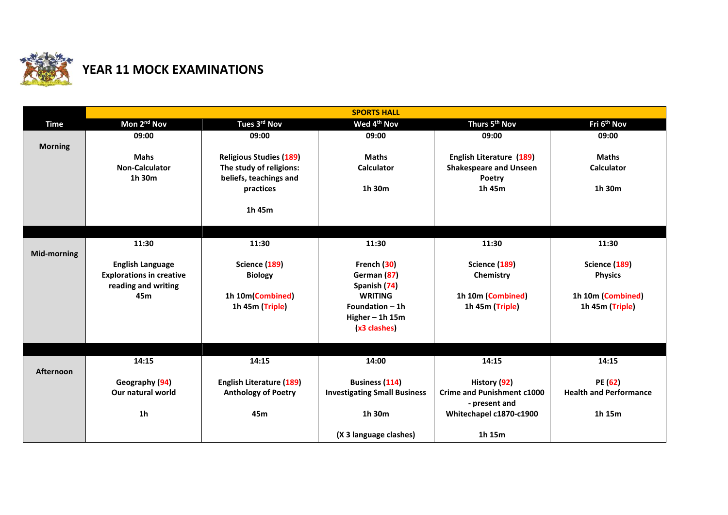# YEAR 11 MOCK EXAMINATIONS

| | SPORTS HALL | | | | |
|---|---|---|---|---|---|
| **Time** | **Mon 2nd Nov** | **Tues 3rd Nov** | **Wed 4th Nov** | **Thurs 5th Nov** | **Fri 6th Nov** |
| **Morning** | **09:00**<br><br>**Mahs**<br>**Non-Calculator**<br>**1h 30m** | **09:00**<br><br>**Religious Studies (189)**<br>**The study of religions: beliefs, teachings and practices**<br><br>**1h 45m** | **09:00**<br><br>**Maths**<br>**Calculator**<br><br>**1h 30m** | **09:00**<br><br>**English Literature (189)**<br>**Shakespeare and Unseen Poetry**<br>**1h 45m** | **09:00**<br><br>**Maths**<br>**Calculator**<br><br>**1h 30m** |
| **Mid-morning** | **11:30**<br><br>**English Language**<br>**Explorations in creative reading and writing**<br>**45m** | **11:30**<br><br>**Science (189)**<br>**Biology**<br><br>**1h 10m(Combined)**<br>**1h 45m (Triple)** | **11:30**<br><br>**French (30)**<br>**German (87)**<br>**Spanish (74)**<br>**WRITING**<br>**Foundation – 1h**<br>**Higher – 1h 15m**<br>**(x3 clashes)** | **11:30**<br><br>**Science (189)**<br>**Chemistry**<br><br>**1h 10m (Combined)**<br>**1h 45m (Triple)** | **11:30**<br><br>**Science (189)**<br>**Physics**<br><br>**1h 10m (Combined)**<br>**1h 45m (Triple)** |
| **Afternoon** | **14:15**<br><br>**Geography (94)**<br>**Our natural world**<br><br>**1h** | **14:15**<br><br>**English Literature (189)**<br>**Anthology of Poetry**<br><br>**45m** | **14:00**<br><br>**Business (114)**<br>**Investigating Small Business**<br><br>**1h 30m**<br><br>**(X 3 language clashes)** | **14:15**<br><br>**History (92)**<br>**Crime and Punishment c1000 - present and Whitechapel c1870-c1900**<br><br>**1h 15m** | **14:15**<br><br>**PE (62)**<br>**Health and Performance**<br><br>**1h 15m** |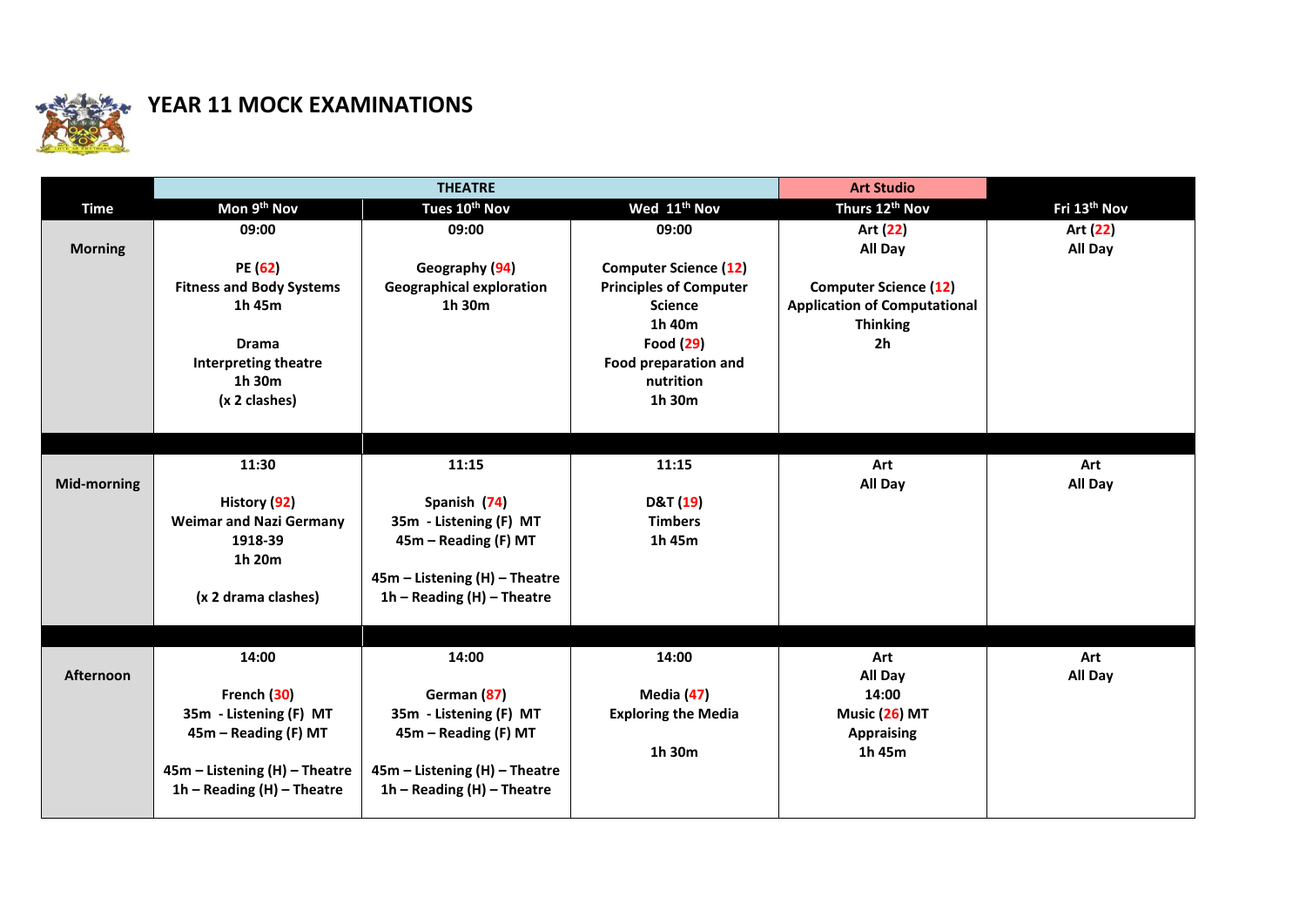# YEAR 11 MOCK EXAMINATIONS

| | THEATRE | | | Art Studio | |
|---|---|---|---|---|---|
| **Time** | **Mon 9th Nov** | **Tues 10th Nov** | **Wed 11th Nov** | **Thurs 12th Nov** | **Fri 13th Nov** |
| **Morning** | 09:00<br><br>PE (62)<br>Fitness and Body Systems<br>1h 45m<br><br>Drama<br>Interpreting theatre<br>1h 30m<br>(x 2 clashes) | 09:00<br><br>Geography (94)<br>Geographical exploration<br>1h 30m | 09:00<br><br>Computer Science (12)<br>Principles of Computer Science<br>1h 40m<br>Food (29)<br>Food preparation and nutrition<br>1h 30m | Art (22)<br>All Day<br><br>Computer Science (12)<br>Application of Computational Thinking<br>2h | Art (22)<br>All Day |
| | | | | | |
| **Mid-morning** | 11:30<br><br>History (92)<br>Weimar and Nazi Germany 1918-39<br>1h 20m<br><br>(x 2 drama clashes) | 11:15<br><br>Spanish (74)<br>35m - Listening (F) MT<br>45m – Reading (F) MT<br><br>45m – Listening (H) – Theatre<br>1h – Reading (H) – Theatre | 11:15<br><br>D&T (19)<br>Timbers<br>1h 45m | Art<br>All Day | Art<br>All Day |
| | | | | | |
| **Afternoon** | 14:00<br><br>French (30)<br>35m - Listening (F) MT<br>45m – Reading (F) MT<br><br>45m – Listening (H) – Theatre<br>1h – Reading (H) – Theatre | 14:00<br><br>German (87)<br>35m - Listening (F) MT<br>45m – Reading (F) MT<br><br>45m – Listening (H) – Theatre<br>1h – Reading (H) – Theatre | 14:00<br><br>Media (47)<br>Exploring the Media<br><br>1h 30m | Art<br>All Day<br>14:00<br>Music (26) MT<br>Appraising<br>1h 45m | Art<br>All Day |